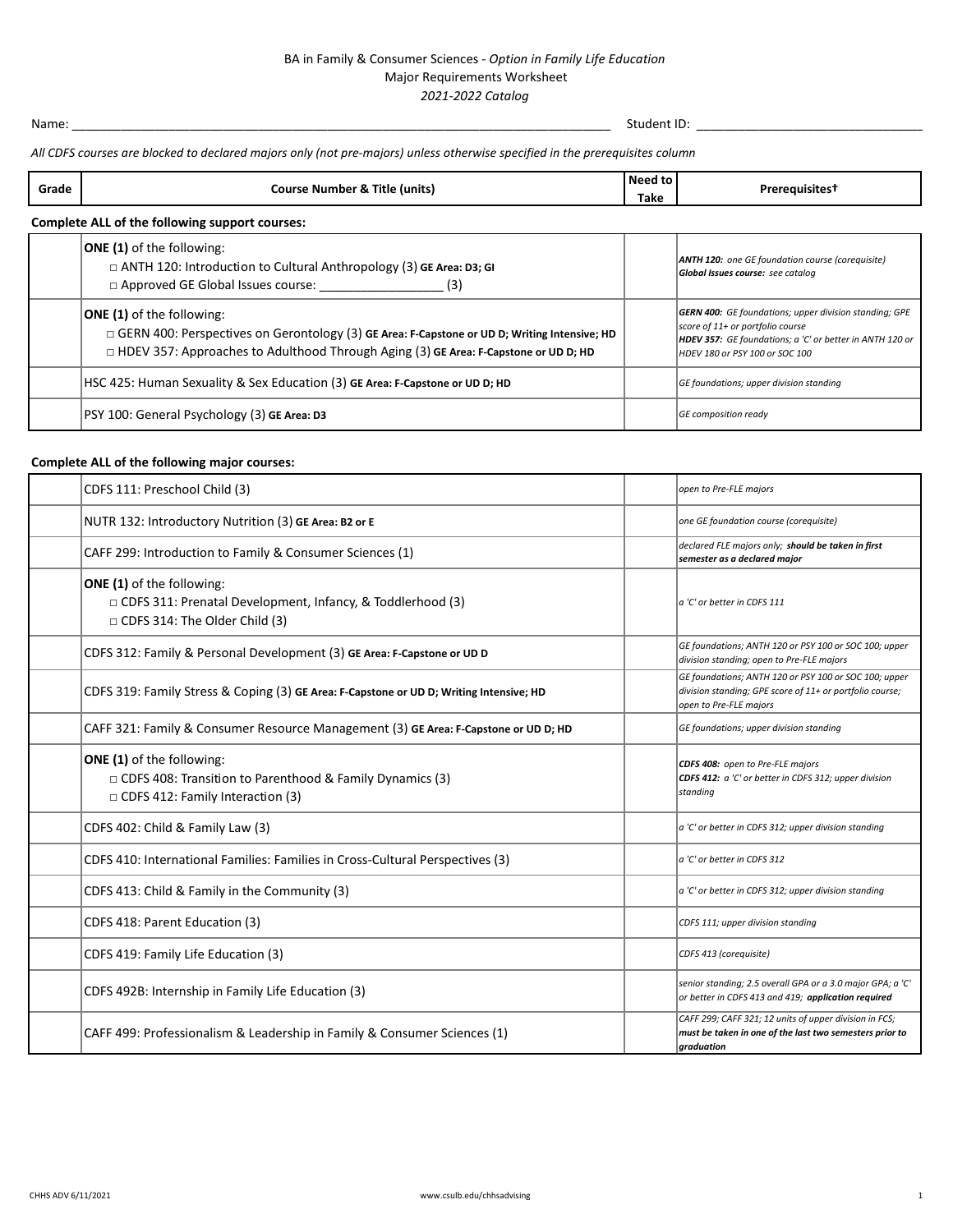BA in Family & Consumer Sciences - *Option in Family Life Education*

Major Requirements Worksheet

*2021-2022 Catalog*

Name: ______________________________ Student ID: ______________________________

*All CDFS courses are blocked to declared majors only (not pre-majors) unless otherwise specified in the prerequisites column*

**Complete ALL of the following support courses:**

| Grade | Course Number & Title (units) | Need to Take | Prerequisites† |
|---|---|---|---|
| | **ONE (1)** of the following:<br>□ ANTH 120: Introduction to Cultural Anthropology (3) **GE Area: D3; GI**<br>□ Approved GE Global Issues course: _________________ (3) | | ***ANTH 120:*** *one GE foundation course (corequisite)*<br>***Global Issues course:*** *see catalog* |
| | **ONE (1)** of the following:<br>□ GERN 400: Perspectives on Gerontology (3) **GE Area: F-Capstone or UD D; Writing Intensive; HD**<br>□ HDEV 357: Approaches to Adulthood Through Aging (3) **GE Area: F-Capstone or UD D; HD** | | ***GERN 400:*** *GE foundations; upper division standing; GPE score of 11+ or portfolio course*<br>***HDEV 357:*** *GE foundations; a 'C' or better in ANTH 120 or HDEV 180 or PSY 100 or SOC 100* |
| | HSC 425: Human Sexuality & Sex Education (3) **GE Area: F-Capstone or UD D; HD** | | *GE foundations; upper division standing* |
| | PSY 100: General Psychology (3) **GE Area: D3** | | *GE composition ready* |

**Complete ALL of the following major courses:**

| Grade | Course Number & Title (units) | Need to Take | Prerequisites† |
|---|---|---|---|
| | CDFS 111: Preschool Child (3) | | *open to Pre-FLE majors* |
| | NUTR 132: Introductory Nutrition (3) **GE Area: B2 or E** | | *one GE foundation course (corequisite)* |
| | CAFF 299: Introduction to Family & Consumer Sciences (1) | | *declared FLE majors only;* ***should be taken in first semester as a declared major*** |
| | **ONE (1)** of the following:<br>□ CDFS 311: Prenatal Development, Infancy, & Toddlerhood (3)<br>□ CDFS 314: The Older Child (3) | | *a 'C' or better in CDFS 111* |
| | CDFS 312: Family & Personal Development (3) **GE Area: F-Capstone or UD D** | | *GE foundations; ANTH 120 or PSY 100 or SOC 100; upper division standing; open to Pre-FLE majors* |
| | CDFS 319: Family Stress & Coping (3) **GE Area: F-Capstone or UD D; Writing Intensive; HD** | | *GE foundations; ANTH 120 or PSY 100 or SOC 100; upper division standing; GPE score of 11+ or portfolio course; open to Pre-FLE majors* |
| | CAFF 321: Family & Consumer Resource Management (3) **GE Area: F-Capstone or UD D; HD** | | *GE foundations; upper division standing* |
| | **ONE (1)** of the following:<br>□ CDFS 408: Transition to Parenthood & Family Dynamics (3)<br>□ CDFS 412: Family Interaction (3) | | ***CDFS 408:*** *open to Pre-FLE majors*<br>***CDFS 412:*** *a 'C' or better in CDFS 312; upper division standing* |
| | CDFS 402: Child & Family Law (3) | | *a 'C' or better in CDFS 312; upper division standing* |
| | CDFS 410: International Families: Families in Cross-Cultural Perspectives (3) | | *a 'C' or better in CDFS 312* |
| | CDFS 413: Child & Family in the Community (3) | | *a 'C' or better in CDFS 312; upper division standing* |
| | CDFS 418: Parent Education (3) | | *CDFS 111; upper division standing* |
| | CDFS 419: Family Life Education (3) | | *CDFS 413 (corequisite)* |
| | CDFS 492B: Internship in Family Life Education (3) | | *senior standing; 2.5 overall GPA or a 3.0 major GPA; a 'C' or better in CDFS 413 and 419;* ***application required*** |
| | CAFF 499: Professionalism & Leadership in Family & Consumer Sciences (1) | | *CAFF 299; CAFF 321; 12 units of upper division in FCS;* ***must be taken in one of the last two semesters prior to graduation*** |

CHHS ADV 6/11/2021 www.csulb.edu/chhsadvising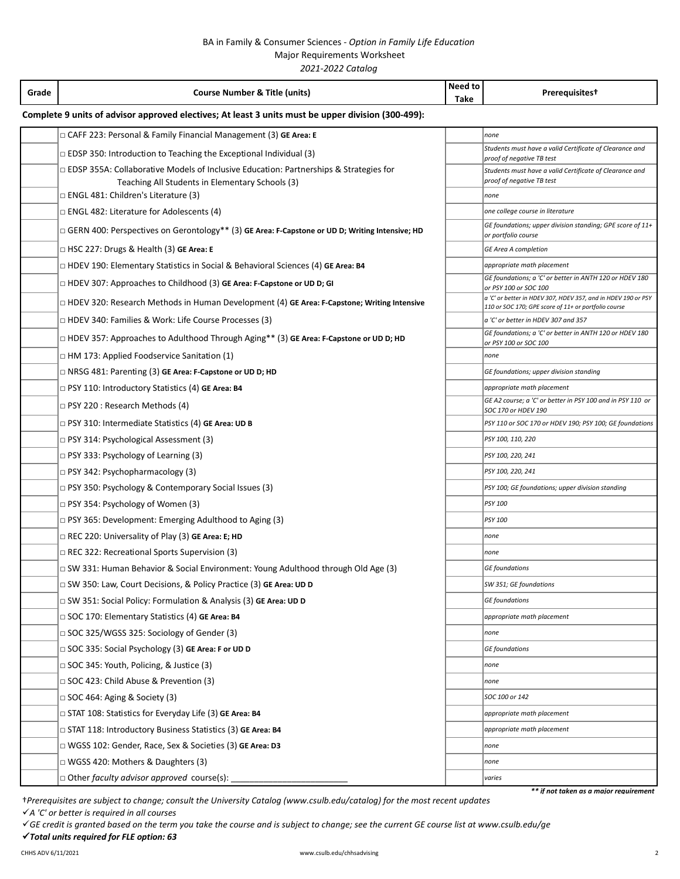BA in Family & Consumer Sciences - *Option in Family Life Education*
Major Requirements Worksheet
*2021-2022 Catalog*

| Grade | Course Number & Title (units) | Need to Take | Prerequisites† |
|---|---|---|---|
| | **Complete 9 units of advisor approved electives; At least 3 units must be upper division (300-499):** | | |
| | □ CAFF 223: Personal & Family Financial Management (3) **GE Area: E** | | *none* |
| | □ EDSP 350: Introduction to Teaching the Exceptional Individual (3) | | *Students must have a valid Certificate of Clearance and proof of negative TB test* |
| | □ EDSP 355A: Collaborative Models of Inclusive Education: Partnerships & Strategies for Teaching All Students in Elementary Schools (3) | | *Students must have a valid Certificate of Clearance and proof of negative TB test* |
| | □ ENGL 481: Children's Literature (3) | | *none* |
| | □ ENGL 482: Literature for Adolescents (4) | | *one college course in literature* |
| | □ GERN 400: Perspectives on Gerontology** (3) **GE Area: F-Capstone or UD D; Writing Intensive; HD** | | *GE foundations; upper division standing; GPE score of 11+ or portfolio course* |
| | □ HSC 227: Drugs & Health (3) **GE Area: E** | | *GE Area A completion* |
| | □ HDEV 190: Elementary Statistics in Social & Behavioral Sciences (4) **GE Area: B4** | | *appropriate math placement* |
| | □ HDEV 307: Approaches to Childhood (3) **GE Area: F-Capstone or UD D; GI** | | *GE foundations; a 'C' or better in ANTH 120 or HDEV 180 or PSY 100 or SOC 100* |
| | □ HDEV 320: Research Methods in Human Development (4) **GE Area: F-Capstone; Writing Intensive** | | *a 'C' or better in HDEV 307, HDEV 357, and in HDEV 190 or PSY 110 or SOC 170; GPE score of 11+ or portfolio course* |
| | □ HDEV 340: Families & Work: Life Course Processes (3) | | *a 'C' or better in HDEV 307 and 357* |
| | □ HDEV 357: Approaches to Adulthood Through Aging** (3) **GE Area: F-Capstone or UD D; HD** | | *GE foundations; a 'C' or better in ANTH 120 or HDEV 180 or PSY 100 or SOC 100* |
| | □ HM 173: Applied Foodservice Sanitation (1) | | *none* |
| | □ NRSG 481: Parenting (3) **GE Area: F-Capstone or UD D; HD** | | *GE foundations; upper division standing* |
| | □ PSY 110: Introductory Statistics (4) **GE Area: B4** | | *appropriate math placement* |
| | □ PSY 220 : Research Methods (4) | | *GE A2 course; a 'C' or better in PSY 100 and in PSY 110 or SOC 170 or HDEV 190* |
| | □ PSY 310: Intermediate Statistics (4) **GE Area: UD B** | | *PSY 110 or SOC 170 or HDEV 190; PSY 100; GE foundations* |
| | □ PSY 314: Psychological Assessment (3) | | *PSY 100, 110, 220* |
| | □ PSY 333: Psychology of Learning (3) | | *PSY 100, 220, 241* |
| | □ PSY 342: Psychopharmacology (3) | | *PSY 100, 220, 241* |
| | □ PSY 350: Psychology & Contemporary Social Issues (3) | | *PSY 100; GE foundations; upper division standing* |
| | □ PSY 354: Psychology of Women (3) | | *PSY 100* |
| | □ PSY 365: Development: Emerging Adulthood to Aging (3) | | *PSY 100* |
| | □ REC 220: Universality of Play (3) **GE Area: E; HD** | | *none* |
| | □ REC 322: Recreational Sports Supervision (3) | | *none* |
| | □ SW 331: Human Behavior & Social Environment: Young Adulthood through Old Age (3) | | *GE foundations* |
| | □ SW 350: Law, Court Decisions, & Policy Practice (3) **GE Area: UD D** | | *SW 351; GE foundations* |
| | □ SW 351: Social Policy: Formulation & Analysis (3) **GE Area: UD D** | | *GE foundations* |
| | □ SOC 170: Elementary Statistics (4) **GE Area: B4** | | *appropriate math placement* |
| | □ SOC 325/WGSS 325: Sociology of Gender (3) | | *none* |
| | □ SOC 335: Social Psychology (3) **GE Area: F or UD D** | | *GE foundations* |
| | □ SOC 345: Youth, Policing, & Justice (3) | | *none* |
| | □ SOC 423: Child Abuse & Prevention (3) | | *none* |
| | □ SOC 464: Aging & Society (3) | | *SOC 100 or 142* |
| | □ STAT 108: Statistics for Everyday Life (3) **GE Area: B4** | | *appropriate math placement* |
| | □ STAT 118: Introductory Business Statistics (3) **GE Area: B4** | | *appropriate math placement* |
| | □ WGSS 102: Gender, Race, Sex & Societies (3) **GE Area: D3** | | *none* |
| | □ WGSS 420: Mothers & Daughters (3) | | *none* |
| | □ Other *faculty advisor approved* course(s): ________________________ | | *varies* |

***\*\* if not taken as a major requirement***

†*Prerequisites are subject to change; consult the University Catalog (www.csulb.edu/catalog) for the most recent updates*

✓*A 'C' or better is required in all courses*

✓*GE credit is granted based on the term you take the course and is subject to change; see the current GE course list at www.csulb.edu/ge*

✓***Total units required for FLE option: 63***

CHHS ADV 6/11/2021 www.csulb.edu/chhsadvising